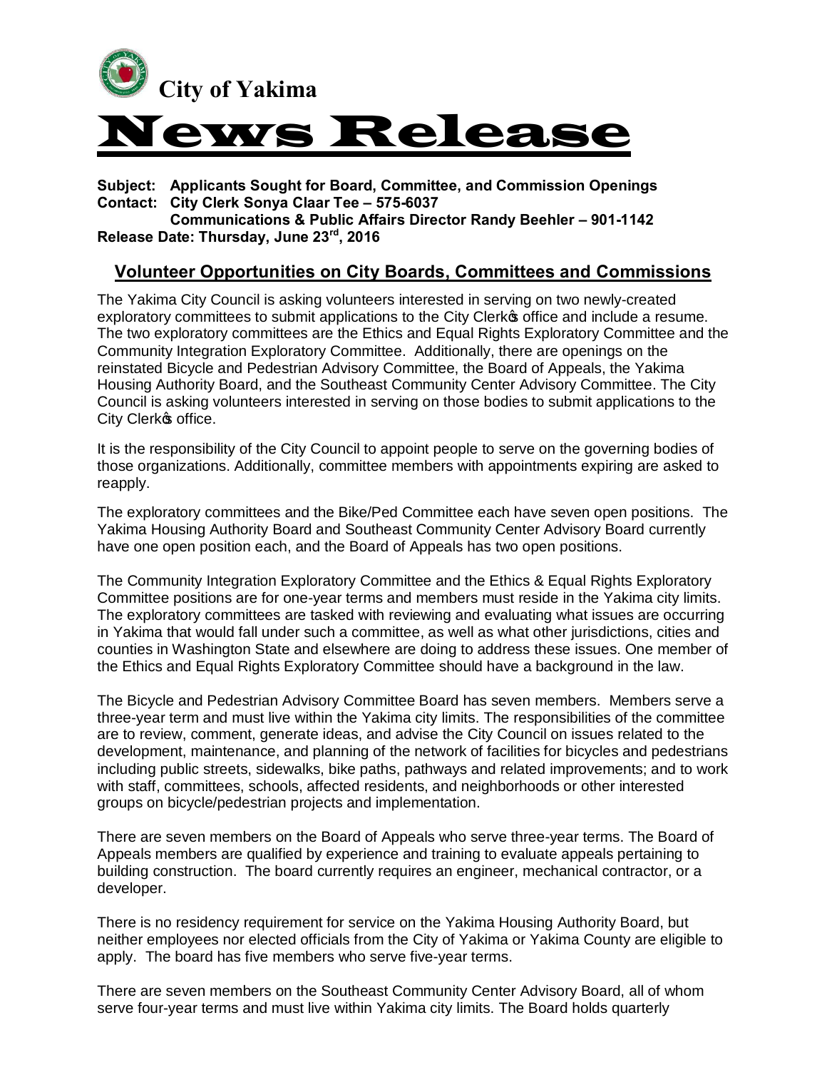# City of Yakima

# News Release

**Subject: Applicants Sought for Board, Committee, and Commission Openings**
**Contact: City Clerk Sonya Claar Tee – 575-6037**
**Communications & Public Affairs Director Randy Beehler – 901-1142**
**Release Date: Thursday, June 23rd, 2016**

## Volunteer Opportunities on City Boards, Committees and Commissions

The Yakima City Council is asking volunteers interested in serving on two newly-created exploratory committees to submit applications to the City Clerk's office and include a resume. The two exploratory committees are the Ethics and Equal Rights Exploratory Committee and the Community Integration Exploratory Committee. Additionally, there are openings on the reinstated Bicycle and Pedestrian Advisory Committee, the Board of Appeals, the Yakima Housing Authority Board, and the Southeast Community Center Advisory Committee. The City Council is asking volunteers interested in serving on those bodies to submit applications to the City Clerk's office.

It is the responsibility of the City Council to appoint people to serve on the governing bodies of those organizations. Additionally, committee members with appointments expiring are asked to reapply.

The exploratory committees and the Bike/Ped Committee each have seven open positions. The Yakima Housing Authority Board and Southeast Community Center Advisory Board currently have one open position each, and the Board of Appeals has two open positions.

The Community Integration Exploratory Committee and the Ethics & Equal Rights Exploratory Committee positions are for one-year terms and members must reside in the Yakima city limits. The exploratory committees are tasked with reviewing and evaluating what issues are occurring in Yakima that would fall under such a committee, as well as what other jurisdictions, cities and counties in Washington State and elsewhere are doing to address these issues. One member of the Ethics and Equal Rights Exploratory Committee should have a background in the law.

The Bicycle and Pedestrian Advisory Committee Board has seven members. Members serve a three-year term and must live within the Yakima city limits. The responsibilities of the committee are to review, comment, generate ideas, and advise the City Council on issues related to the development, maintenance, and planning of the network of facilities for bicycles and pedestrians including public streets, sidewalks, bike paths, pathways and related improvements; and to work with staff, committees, schools, affected residents, and neighborhoods or other interested groups on bicycle/pedestrian projects and implementation.

There are seven members on the Board of Appeals who serve three-year terms. The Board of Appeals members are qualified by experience and training to evaluate appeals pertaining to building construction. The board currently requires an engineer, mechanical contractor, or a developer.

There is no residency requirement for service on the Yakima Housing Authority Board, but neither employees nor elected officials from the City of Yakima or Yakima County are eligible to apply. The board has five members who serve five-year terms.

There are seven members on the Southeast Community Center Advisory Board, all of whom serve four-year terms and must live within Yakima city limits. The Board holds quarterly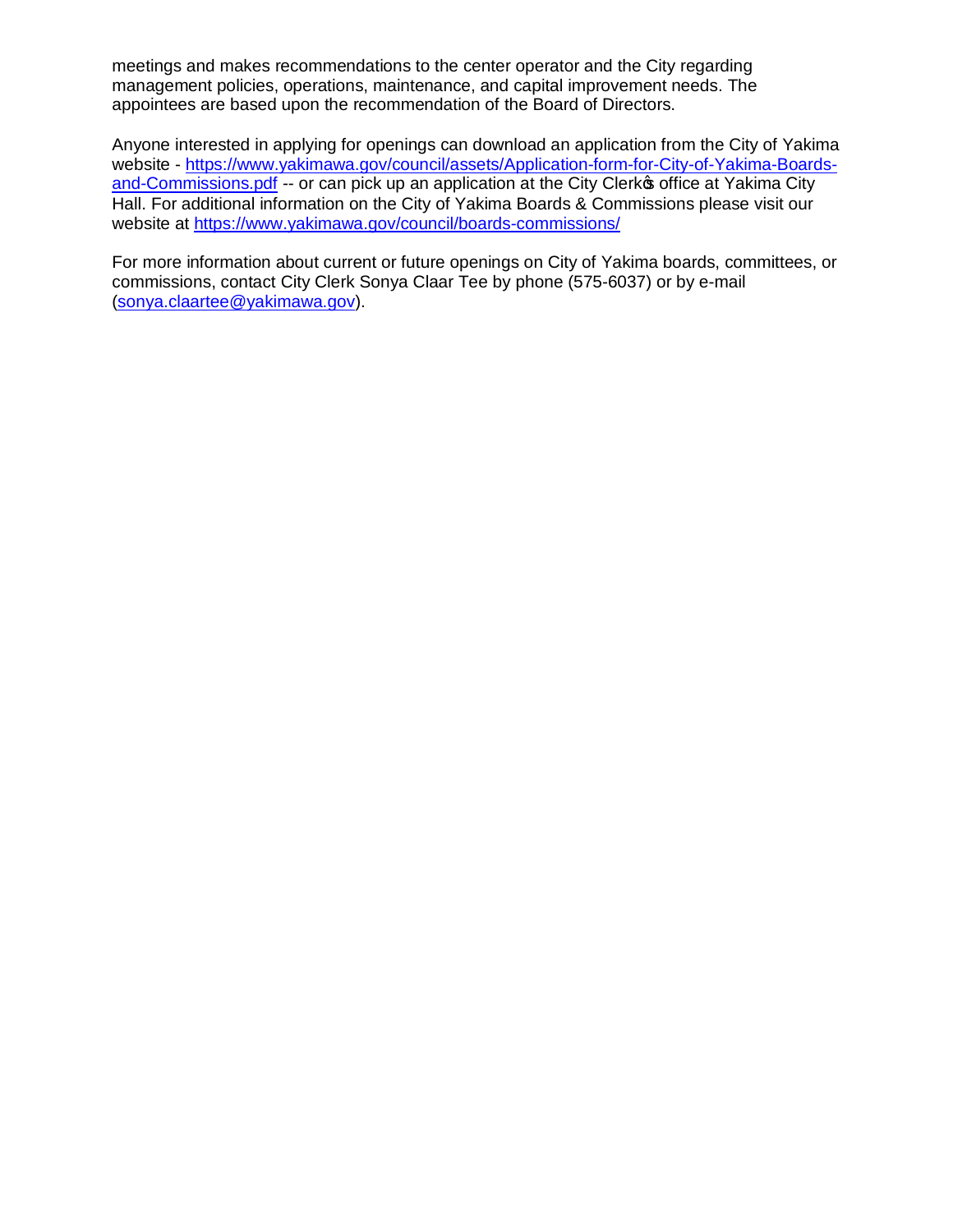meetings and makes recommendations to the center operator and the City regarding management policies, operations, maintenance, and capital improvement needs. The appointees are based upon the recommendation of the Board of Directors.

Anyone interested in applying for openings can download an application from the City of Yakima website - [https://www.yakimawa.gov/council/assets/Application-form-for-City-of-Yakima-Boards-and-Commissions.pdf](https://www.yakimawa.gov/council/assets/Application-form-for-City-of-Yakima-Boards-and-Commissions.pdf) -- or can pick up an application at the City Clerk's office at Yakima City Hall. For additional information on the City of Yakima Boards & Commissions please visit our website at [https://www.yakimawa.gov/council/boards-commissions/](https://www.yakimawa.gov/council/boards-commissions/)

For more information about current or future openings on City of Yakima boards, committees, or commissions, contact City Clerk Sonya Claar Tee by phone (575-6037) or by e-mail ([sonya.claartee@yakimawa.gov](mailto:sonya.claartee@yakimawa.gov)).